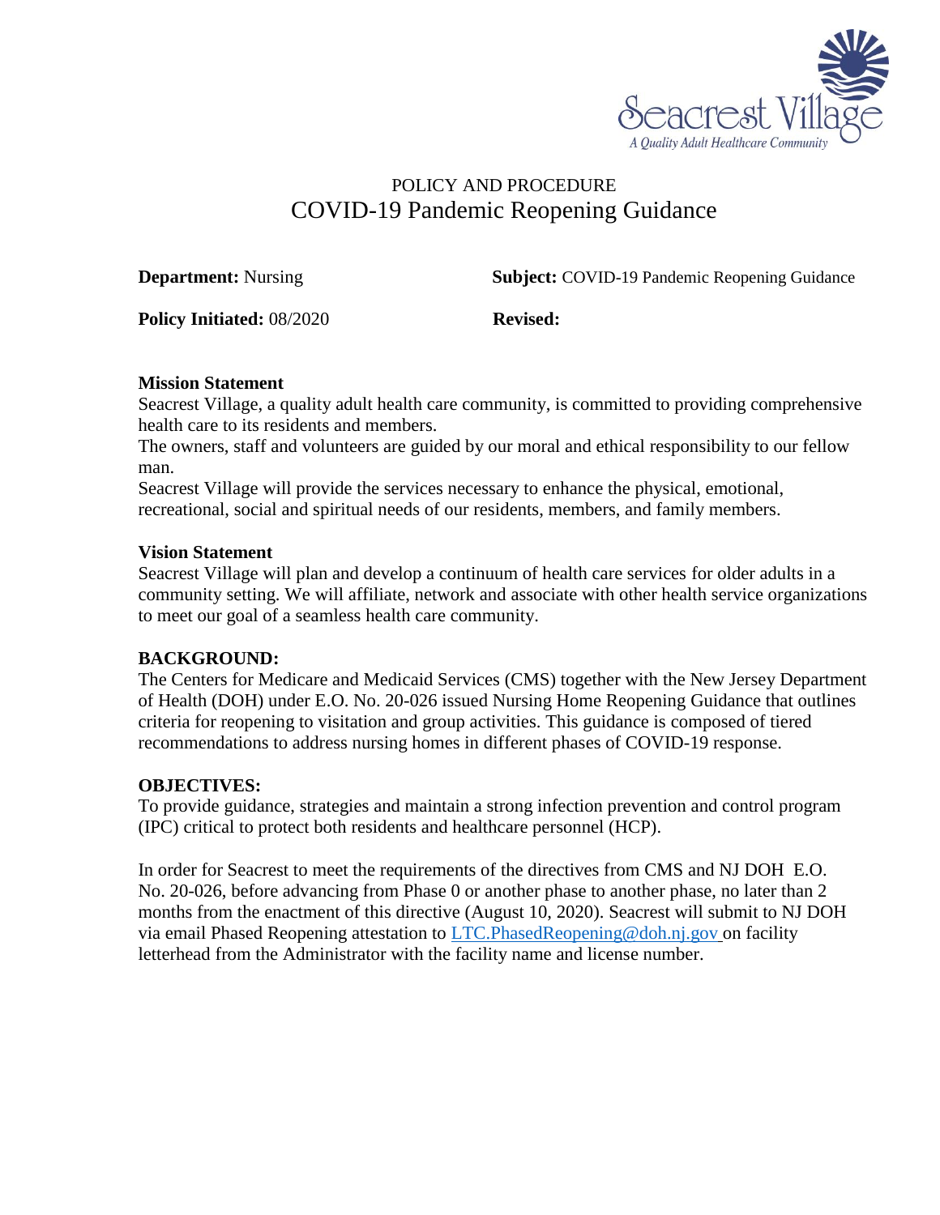Seacrest Village

*A Quality Adult Healthcare Community*

# POLICY AND PROCEDURE
## COVID-19 Pandemic Reopening Guidance

**Department:** Nursing **Subject:** COVID-19 Pandemic Reopening Guidance

**Policy Initiated:** 08/2020 **Revised:**

**Mission Statement**

Seacrest Village, a quality adult health care community, is committed to providing comprehensive health care to its residents and members.

The owners, staff and volunteers are guided by our moral and ethical responsibility to our fellow man.

Seacrest Village will provide the services necessary to enhance the physical, emotional, recreational, social and spiritual needs of our residents, members, and family members.

**Vision Statement**

Seacrest Village will plan and develop a continuum of health care services for older adults in a community setting. We will affiliate, network and associate with other health service organizations to meet our goal of a seamless health care community.

**BACKGROUND:**

The Centers for Medicare and Medicaid Services (CMS) together with the New Jersey Department of Health (DOH) under E.O. No. 20-026 issued Nursing Home Reopening Guidance that outlines criteria for reopening to visitation and group activities. This guidance is composed of tiered recommendations to address nursing homes in different phases of COVID-19 response.

**OBJECTIVES:**

To provide guidance, strategies and maintain a strong infection prevention and control program (IPC) critical to protect both residents and healthcare personnel (HCP).

In order for Seacrest to meet the requirements of the directives from CMS and NJ DOH E.O. No. 20-026, before advancing from Phase 0 or another phase to another phase, no later than 2 months from the enactment of this directive (August 10, 2020). Seacrest will submit to NJ DOH via email Phased Reopening attestation to LTC.PhasedReopening@doh.nj.gov on facility letterhead from the Administrator with the facility name and license number.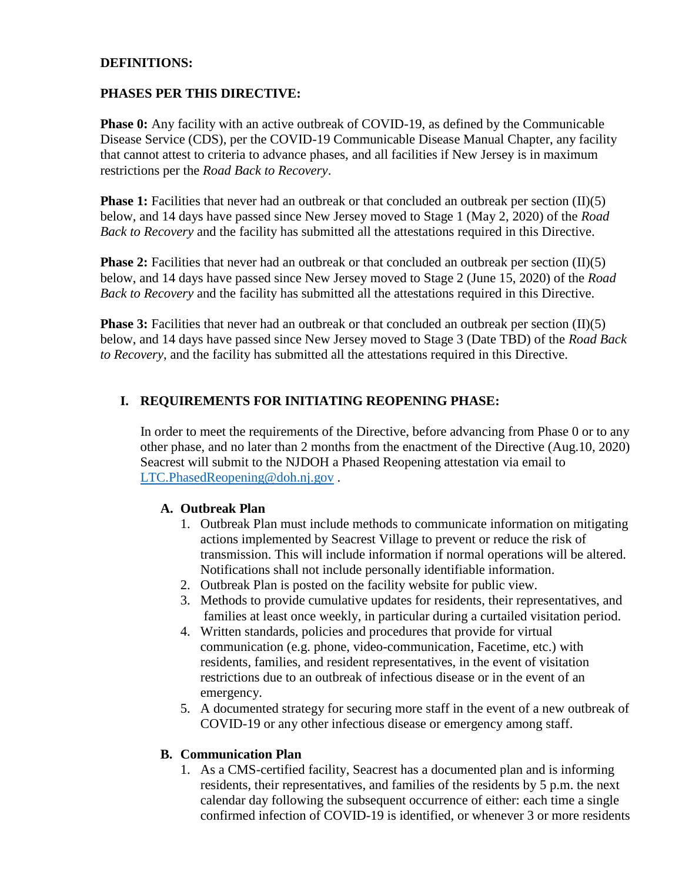**DEFINITIONS:**

**PHASES PER THIS DIRECTIVE:**

**Phase 0:** Any facility with an active outbreak of COVID-19, as defined by the Communicable Disease Service (CDS), per the COVID-19 Communicable Disease Manual Chapter, any facility that cannot attest to criteria to advance phases, and all facilities if New Jersey is in maximum restrictions per the *Road Back to Recovery*.

**Phase 1:** Facilities that never had an outbreak or that concluded an outbreak per section (II)(5) below, and 14 days have passed since New Jersey moved to Stage 1 (May 2, 2020) of the *Road Back to Recovery* and the facility has submitted all the attestations required in this Directive.

**Phase 2:** Facilities that never had an outbreak or that concluded an outbreak per section (II)(5) below, and 14 days have passed since New Jersey moved to Stage 2 (June 15, 2020) of the *Road Back to Recovery* and the facility has submitted all the attestations required in this Directive.

**Phase 3:** Facilities that never had an outbreak or that concluded an outbreak per section (II)(5) below, and 14 days have passed since New Jersey moved to Stage 3 (Date TBD) of the *Road Back to Recovery,* and the facility has submitted all the attestations required in this Directive.

## I. REQUIREMENTS FOR INITIATING REOPENING PHASE:

In order to meet the requirements of the Directive, before advancing from Phase 0 or to any other phase, and no later than 2 months from the enactment of the Directive (Aug.10, 2020) Seacrest will submit to the NJDOH a Phased Reopening attestation via email to LTC.PhasedReopening@doh.nj.gov .

### A. Outbreak Plan

1. Outbreak Plan must include methods to communicate information on mitigating actions implemented by Seacrest Village to prevent or reduce the risk of transmission. This will include information if normal operations will be altered. Notifications shall not include personally identifiable information.
2. Outbreak Plan is posted on the facility website for public view.
3. Methods to provide cumulative updates for residents, their representatives, and families at least once weekly, in particular during a curtailed visitation period.
4. Written standards, policies and procedures that provide for virtual communication (e.g. phone, video-communication, Facetime, etc.) with residents, families, and resident representatives, in the event of visitation restrictions due to an outbreak of infectious disease or in the event of an emergency.
5. A documented strategy for securing more staff in the event of a new outbreak of COVID-19 or any other infectious disease or emergency among staff.

### B. Communication Plan

1. As a CMS-certified facility, Seacrest has a documented plan and is informing residents, their representatives, and families of the residents by 5 p.m. the next calendar day following the subsequent occurrence of either: each time a single confirmed infection of COVID-19 is identified, or whenever 3 or more residents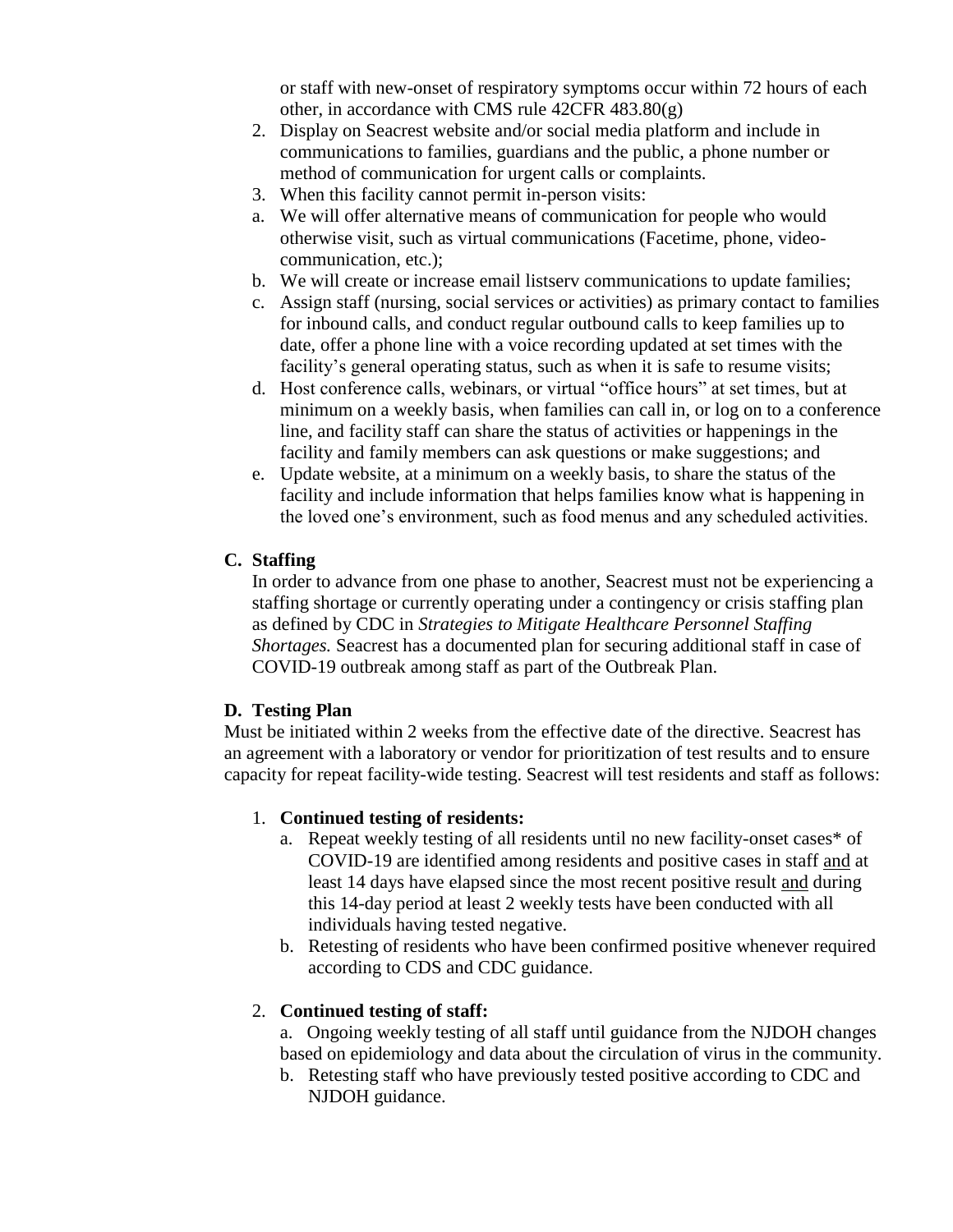or staff with new-onset of respiratory symptoms occur within 72 hours of each other, in accordance with CMS rule 42CFR 483.80(g)

2. Display on Seacrest website and/or social media platform and include in communications to families, guardians and the public, a phone number or method of communication for urgent calls or complaints.
3. When this facility cannot permit in-person visits:
   a. We will offer alternative means of communication for people who would otherwise visit, such as virtual communications (Facetime, phone, video-communication, etc.);
   b. We will create or increase email listserv communications to update families;
   c. Assign staff (nursing, social services or activities) as primary contact to families for inbound calls, and conduct regular outbound calls to keep families up to date, offer a phone line with a voice recording updated at set times with the facility's general operating status, such as when it is safe to resume visits;
   d. Host conference calls, webinars, or virtual "office hours" at set times, but at minimum on a weekly basis, when families can call in, or log on to a conference line, and facility staff can share the status of activities or happenings in the facility and family members can ask questions or make suggestions; and
   e. Update website, at a minimum on a weekly basis, to share the status of the facility and include information that helps families know what is happening in the loved one's environment, such as food menus and any scheduled activities.

### C. Staffing

In order to advance from one phase to another, Seacrest must not be experiencing a staffing shortage or currently operating under a contingency or crisis staffing plan as defined by CDC in *Strategies to Mitigate Healthcare Personnel Staffing Shortages.* Seacrest has a documented plan for securing additional staff in case of COVID-19 outbreak among staff as part of the Outbreak Plan.

### D. Testing Plan

Must be initiated within 2 weeks from the effective date of the directive. Seacrest has an agreement with a laboratory or vendor for prioritization of test results and to ensure capacity for repeat facility-wide testing. Seacrest will test residents and staff as follows:

1. **Continued testing of residents:**
   a. Repeat weekly testing of all residents until no new facility-onset cases* of COVID-19 are identified among residents and positive cases in staff and at least 14 days have elapsed since the most recent positive result and during this 14-day period at least 2 weekly tests have been conducted with all individuals having tested negative.
   b. Retesting of residents who have been confirmed positive whenever required according to CDS and CDC guidance.

2. **Continued testing of staff:**
   a. Ongoing weekly testing of all staff until guidance from the NJDOH changes based on epidemiology and data about the circulation of virus in the community.
   b. Retesting staff who have previously tested positive according to CDC and NJDOH guidance.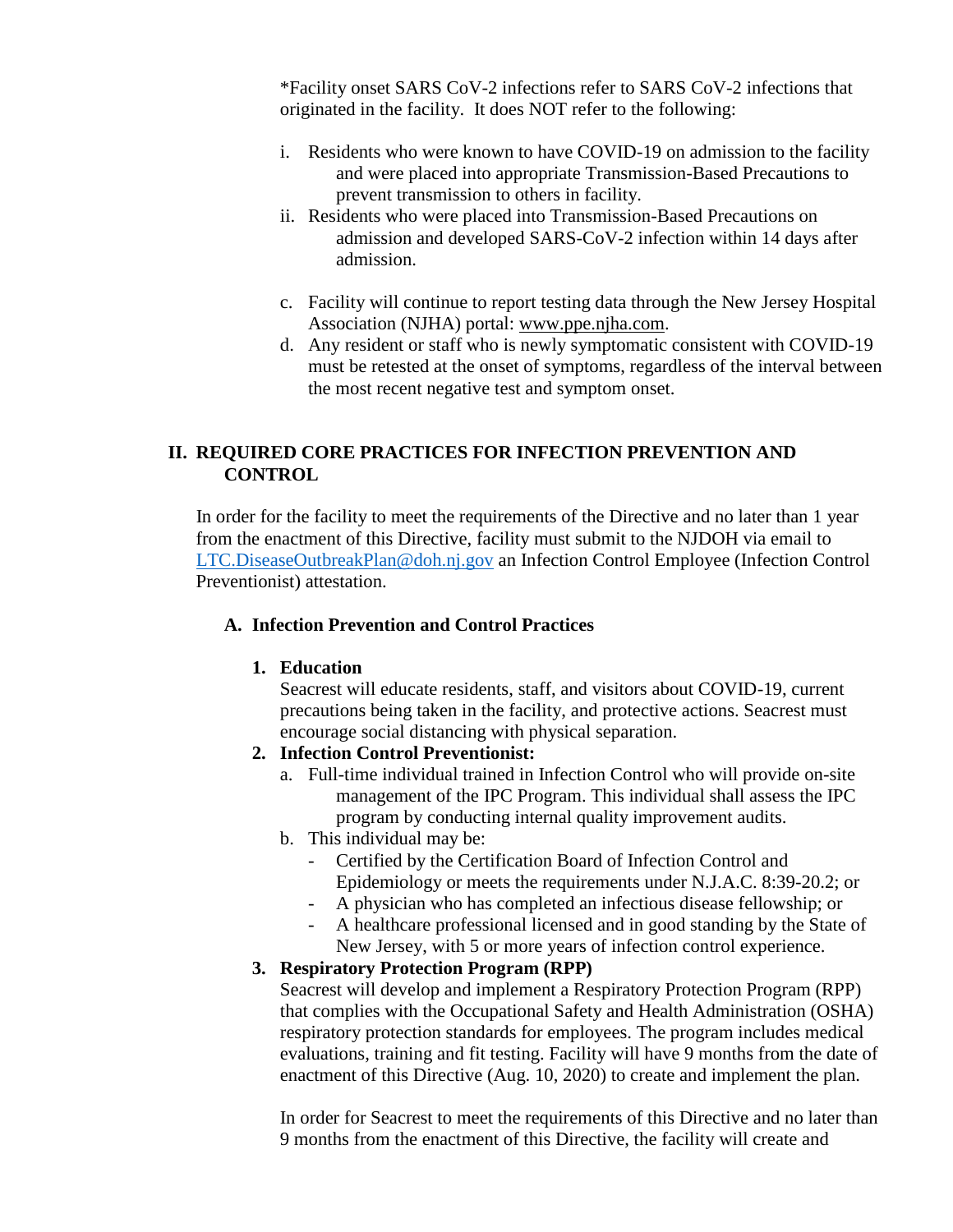*Facility onset SARS CoV-2 infections refer to SARS CoV-2 infections that originated in the facility. It does NOT refer to the following:

i. Residents who were known to have COVID-19 on admission to the facility and were placed into appropriate Transmission-Based Precautions to prevent transmission to others in facility.
ii. Residents who were placed into Transmission-Based Precautions on admission and developed SARS-CoV-2 infection within 14 days after admission.

c. Facility will continue to report testing data through the New Jersey Hospital Association (NJHA) portal: www.ppe.njha.com.
d. Any resident or staff who is newly symptomatic consistent with COVID-19 must be retested at the onset of symptoms, regardless of the interval between the most recent negative test and symptom onset.

## II. REQUIRED CORE PRACTICES FOR INFECTION PREVENTION AND CONTROL

In order for the facility to meet the requirements of the Directive and no later than 1 year from the enactment of this Directive, facility must submit to the NJDOH via email to LTC.DiseaseOutbreakPlan@doh.nj.gov an Infection Control Employee (Infection Control Preventionist) attestation.

### A. Infection Prevention and Control Practices

1. **Education**
   Seacrest will educate residents, staff, and visitors about COVID-19, current precautions being taken in the facility, and protective actions. Seacrest must encourage social distancing with physical separation.
2. **Infection Control Preventionist:**
   a. Full-time individual trained in Infection Control who will provide on-site management of the IPC Program. This individual shall assess the IPC program by conducting internal quality improvement audits.
   b. This individual may be:
      - Certified by the Certification Board of Infection Control and Epidemiology or meets the requirements under N.J.A.C. 8:39-20.2; or
      - A physician who has completed an infectious disease fellowship; or
      - A healthcare professional licensed and in good standing by the State of New Jersey, with 5 or more years of infection control experience.
3. **Respiratory Protection Program (RPP)**
   Seacrest will develop and implement a Respiratory Protection Program (RPP) that complies with the Occupational Safety and Health Administration (OSHA) respiratory protection standards for employees. The program includes medical evaluations, training and fit testing. Facility will have 9 months from the date of enactment of this Directive (Aug. 10, 2020) to create and implement the plan.

   In order for Seacrest to meet the requirements of this Directive and no later than 9 months from the enactment of this Directive, the facility will create and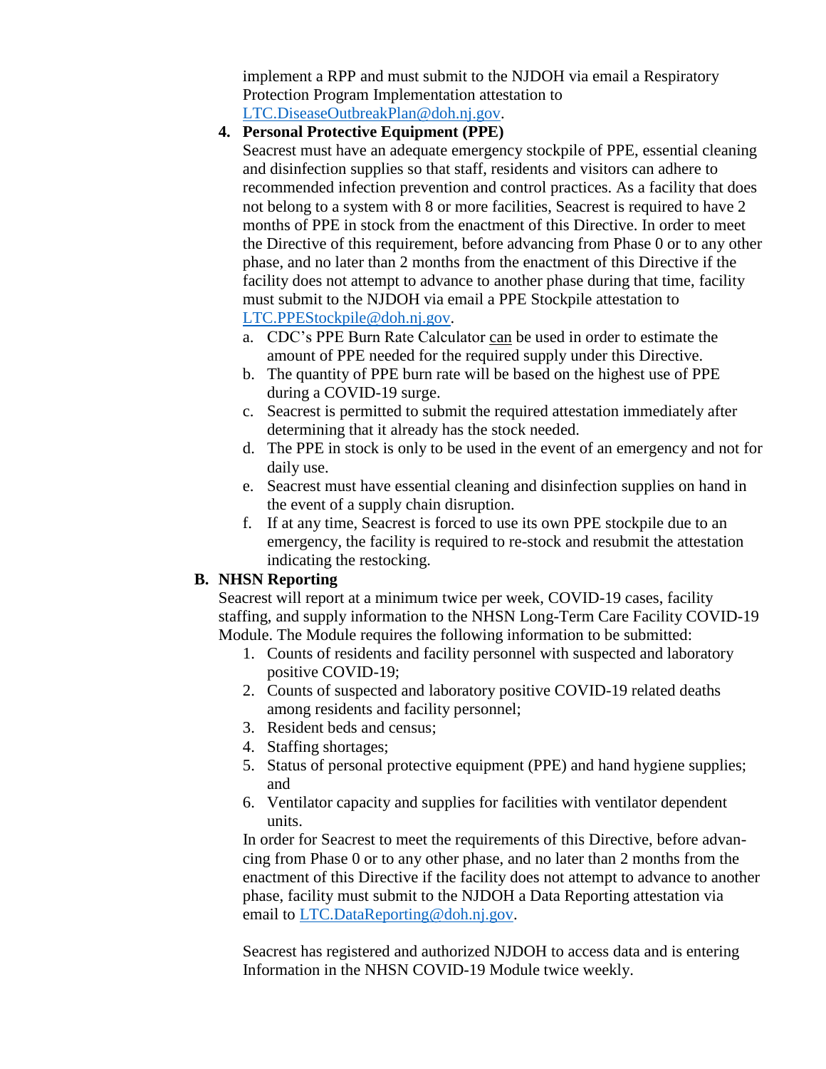implement a RPP and must submit to the NJDOH via email a Respiratory Protection Program Implementation attestation to LTC.DiseaseOutbreakPlan@doh.nj.gov.

4. **Personal Protective Equipment (PPE)**

   Seacrest must have an adequate emergency stockpile of PPE, essential cleaning and disinfection supplies so that staff, residents and visitors can adhere to recommended infection prevention and control practices. As a facility that does not belong to a system with 8 or more facilities, Seacrest is required to have 2 months of PPE in stock from the enactment of this Directive. In order to meet the Directive of this requirement, before advancing from Phase 0 or to any other phase, and no later than 2 months from the enactment of this Directive if the facility does not attempt to advance to another phase during that time, facility must submit to the NJDOH via email a PPE Stockpile attestation to LTC.PPEStockpile@doh.nj.gov.

   a. CDC's PPE Burn Rate Calculator can be used in order to estimate the amount of PPE needed for the required supply under this Directive.
   b. The quantity of PPE burn rate will be based on the highest use of PPE during a COVID-19 surge.
   c. Seacrest is permitted to submit the required attestation immediately after determining that it already has the stock needed.
   d. The PPE in stock is only to be used in the event of an emergency and not for daily use.
   e. Seacrest must have essential cleaning and disinfection supplies on hand in the event of a supply chain disruption.
   f. If at any time, Seacrest is forced to use its own PPE stockpile due to an emergency, the facility is required to re-stock and resubmit the attestation indicating the restocking.

**B. NHSN Reporting**

Seacrest will report at a minimum twice per week, COVID-19 cases, facility staffing, and supply information to the NHSN Long-Term Care Facility COVID-19 Module. The Module requires the following information to be submitted:

1. Counts of residents and facility personnel with suspected and laboratory positive COVID-19;
2. Counts of suspected and laboratory positive COVID-19 related deaths among residents and facility personnel;
3. Resident beds and census;
4. Staffing shortages;
5. Status of personal protective equipment (PPE) and hand hygiene supplies; and
6. Ventilator capacity and supplies for facilities with ventilator dependent units.

In order for Seacrest to meet the requirements of this Directive, before advancing from Phase 0 or to any other phase, and no later than 2 months from the enactment of this Directive if the facility does not attempt to advance to another phase, facility must submit to the NJDOH a Data Reporting attestation via email to LTC.DataReporting@doh.nj.gov.

Seacrest has registered and authorized NJDOH to access data and is entering Information in the NHSN COVID-19 Module twice weekly.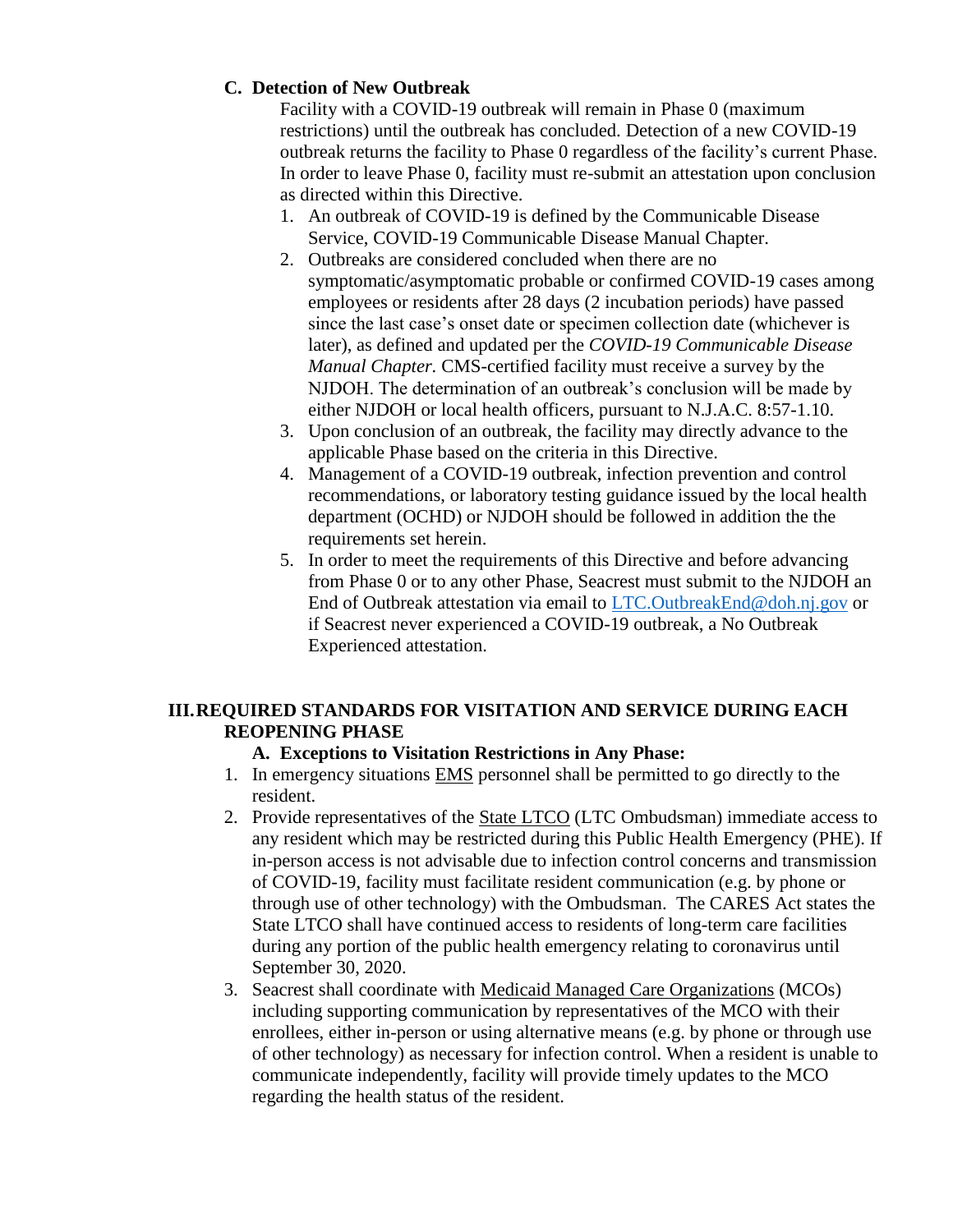### C. Detection of New Outbreak

Facility with a COVID-19 outbreak will remain in Phase 0 (maximum restrictions) until the outbreak has concluded. Detection of a new COVID-19 outbreak returns the facility to Phase 0 regardless of the facility's current Phase. In order to leave Phase 0, facility must re-submit an attestation upon conclusion as directed within this Directive.

1. An outbreak of COVID-19 is defined by the Communicable Disease Service, COVID-19 Communicable Disease Manual Chapter.
2. Outbreaks are considered concluded when there are no symptomatic/asymptomatic probable or confirmed COVID-19 cases among employees or residents after 28 days (2 incubation periods) have passed since the last case's onset date or specimen collection date (whichever is later), as defined and updated per the *COVID-19 Communicable Disease Manual Chapter.* CMS-certified facility must receive a survey by the NJDOH. The determination of an outbreak's conclusion will be made by either NJDOH or local health officers, pursuant to N.J.A.C. 8:57-1.10.
3. Upon conclusion of an outbreak, the facility may directly advance to the applicable Phase based on the criteria in this Directive.
4. Management of a COVID-19 outbreak, infection prevention and control recommendations, or laboratory testing guidance issued by the local health department (OCHD) or NJDOH should be followed in addition the the requirements set herein.
5. In order to meet the requirements of this Directive and before advancing from Phase 0 or to any other Phase, Seacrest must submit to the NJDOH an End of Outbreak attestation via email to LTC.OutbreakEnd@doh.nj.gov or if Seacrest never experienced a COVID-19 outbreak, a No Outbreak Experienced attestation.

## III. REQUIRED STANDARDS FOR VISITATION AND SERVICE DURING EACH REOPENING PHASE

### A. Exceptions to Visitation Restrictions in Any Phase:

1. In emergency situations EMS personnel shall be permitted to go directly to the resident.
2. Provide representatives of the State LTCO (LTC Ombudsman) immediate access to any resident which may be restricted during this Public Health Emergency (PHE). If in-person access is not advisable due to infection control concerns and transmission of COVID-19, facility must facilitate resident communication (e.g. by phone or through use of other technology) with the Ombudsman. The CARES Act states the State LTCO shall have continued access to residents of long-term care facilities during any portion of the public health emergency relating to coronavirus until September 30, 2020.
3. Seacrest shall coordinate with Medicaid Managed Care Organizations (MCOs) including supporting communication by representatives of the MCO with their enrollees, either in-person or using alternative means (e.g. by phone or through use of other technology) as necessary for infection control. When a resident is unable to communicate independently, facility will provide timely updates to the MCO regarding the health status of the resident.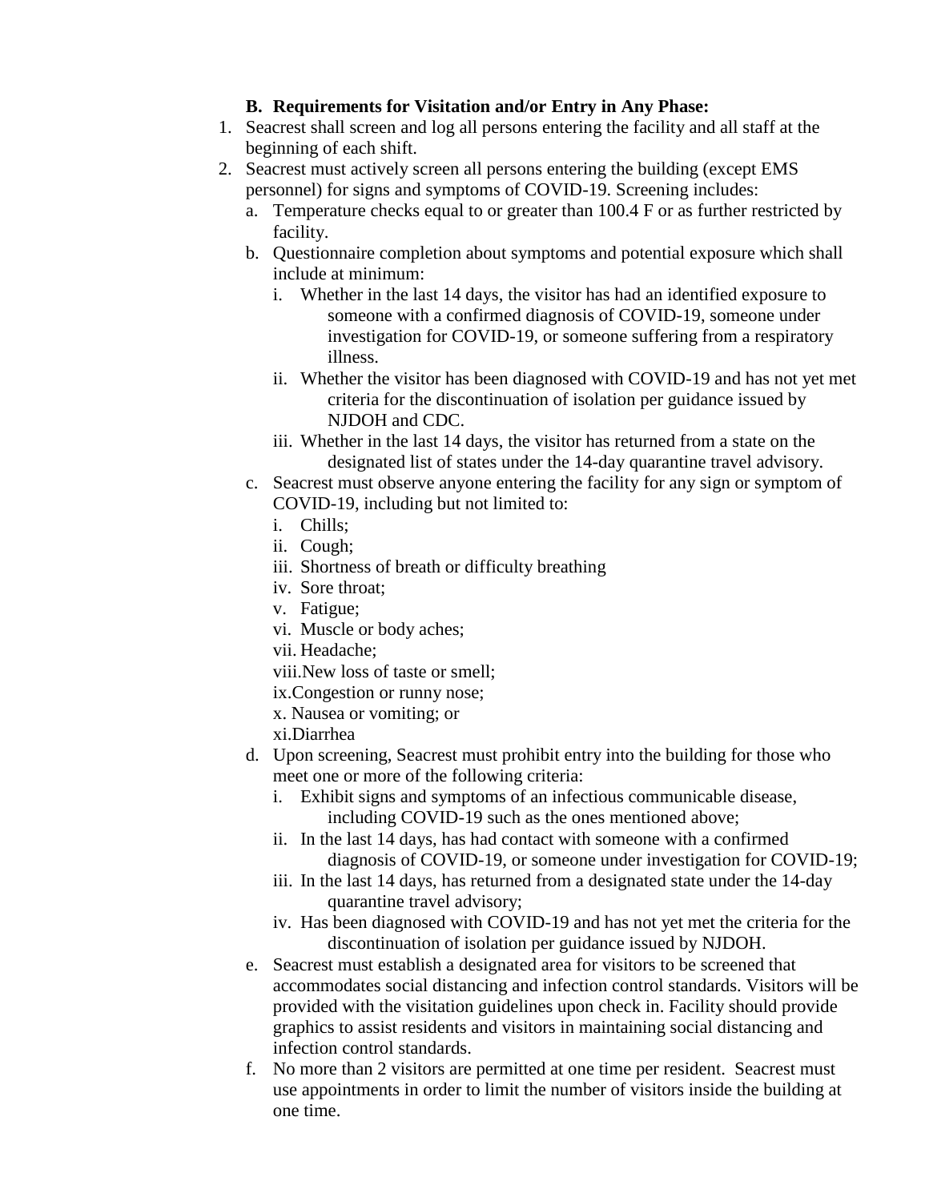**B. Requirements for Visitation and/or Entry in Any Phase:**

1. Seacrest shall screen and log all persons entering the facility and all staff at the beginning of each shift.
2. Seacrest must actively screen all persons entering the building (except EMS personnel) for signs and symptoms of COVID-19. Screening includes:
   a. Temperature checks equal to or greater than 100.4 F or as further restricted by facility.
   b. Questionnaire completion about symptoms and potential exposure which shall include at minimum:
      i. Whether in the last 14 days, the visitor has had an identified exposure to someone with a confirmed diagnosis of COVID-19, someone under investigation for COVID-19, or someone suffering from a respiratory illness.
      ii. Whether the visitor has been diagnosed with COVID-19 and has not yet met criteria for the discontinuation of isolation per guidance issued by NJDOH and CDC.
      iii. Whether in the last 14 days, the visitor has returned from a state on the designated list of states under the 14-day quarantine travel advisory.
   c. Seacrest must observe anyone entering the facility for any sign or symptom of COVID-19, including but not limited to:
      i. Chills;
      ii. Cough;
      iii. Shortness of breath or difficulty breathing
      iv. Sore throat;
      v. Fatigue;
      vi. Muscle or body aches;
      vii. Headache;
      viii. New loss of taste or smell;
      ix. Congestion or runny nose;
      x. Nausea or vomiting; or
      xi. Diarrhea
   d. Upon screening, Seacrest must prohibit entry into the building for those who meet one or more of the following criteria:
      i. Exhibit signs and symptoms of an infectious communicable disease, including COVID-19 such as the ones mentioned above;
      ii. In the last 14 days, has had contact with someone with a confirmed diagnosis of COVID-19, or someone under investigation for COVID-19;
      iii. In the last 14 days, has returned from a designated state under the 14-day quarantine travel advisory;
      iv. Has been diagnosed with COVID-19 and has not yet met the criteria for the discontinuation of isolation per guidance issued by NJDOH.
   e. Seacrest must establish a designated area for visitors to be screened that accommodates social distancing and infection control standards. Visitors will be provided with the visitation guidelines upon check in. Facility should provide graphics to assist residents and visitors in maintaining social distancing and infection control standards.
   f. No more than 2 visitors are permitted at one time per resident. Seacrest must use appointments in order to limit the number of visitors inside the building at one time.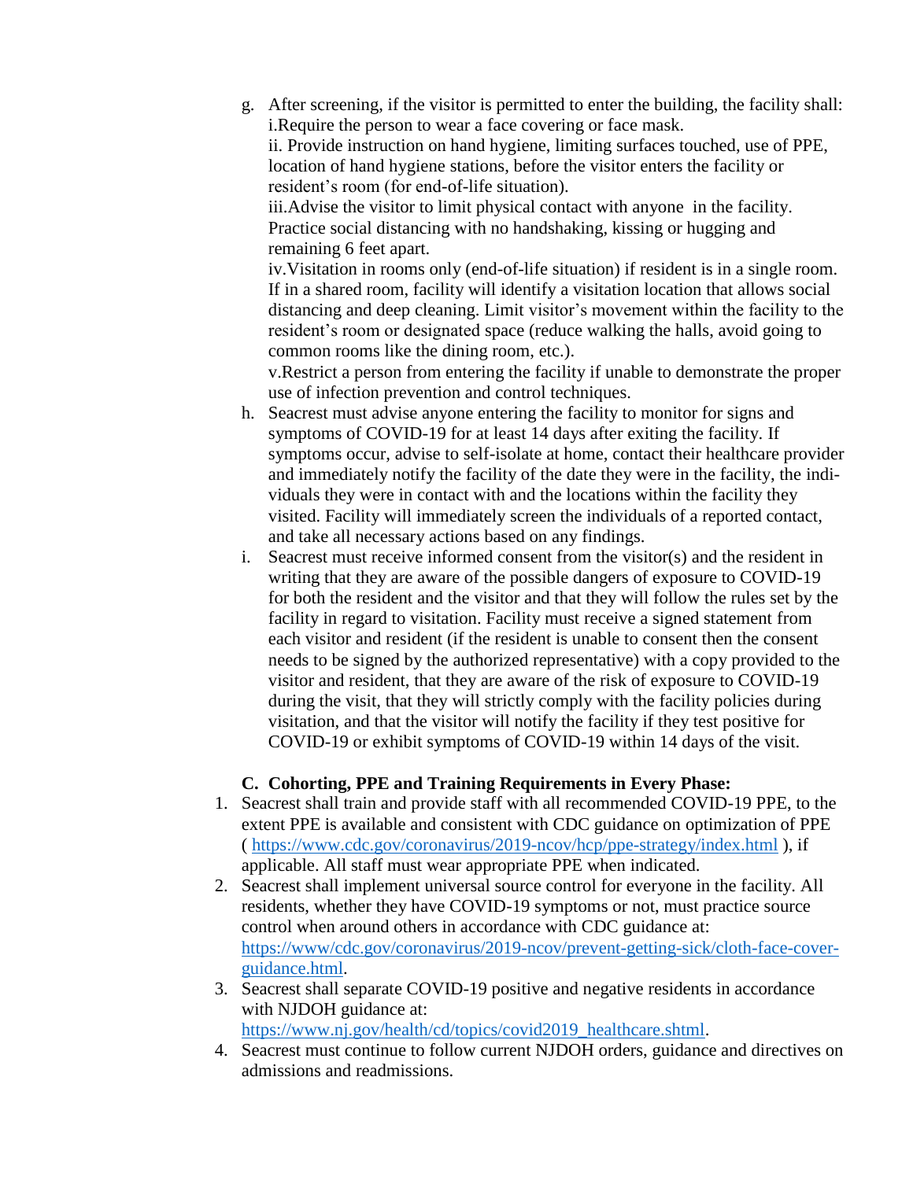g. After screening, if the visitor is permitted to enter the building, the facility shall:
   i. Require the person to wear a face covering or face mask.
   ii. Provide instruction on hand hygiene, limiting surfaces touched, use of PPE, location of hand hygiene stations, before the visitor enters the facility or resident's room (for end-of-life situation).
   iii. Advise the visitor to limit physical contact with anyone in the facility. Practice social distancing with no handshaking, kissing or hugging and remaining 6 feet apart.
   iv. Visitation in rooms only (end-of-life situation) if resident is in a single room. If in a shared room, facility will identify a visitation location that allows social distancing and deep cleaning. Limit visitor's movement within the facility to the resident's room or designated space (reduce walking the halls, avoid going to common rooms like the dining room, etc.).
   v. Restrict a person from entering the facility if unable to demonstrate the proper use of infection prevention and control techniques.

h. Seacrest must advise anyone entering the facility to monitor for signs and symptoms of COVID-19 for at least 14 days after exiting the facility. If symptoms occur, advise to self-isolate at home, contact their healthcare provider and immediately notify the facility of the date they were in the facility, the individuals they were in contact with and the locations within the facility they visited. Facility will immediately screen the individuals of a reported contact, and take all necessary actions based on any findings.

i. Seacrest must receive informed consent from the visitor(s) and the resident in writing that they are aware of the possible dangers of exposure to COVID-19 for both the resident and the visitor and that they will follow the rules set by the facility in regard to visitation. Facility must receive a signed statement from each visitor and resident (if the resident is unable to consent then the consent needs to be signed by the authorized representative) with a copy provided to the visitor and resident, that they are aware of the risk of exposure to COVID-19 during the visit, that they will strictly comply with the facility policies during visitation, and that the visitor will notify the facility if they test positive for COVID-19 or exhibit symptoms of COVID-19 within 14 days of the visit.

### C. Cohorting, PPE and Training Requirements in Every Phase:

1. Seacrest shall train and provide staff with all recommended COVID-19 PPE, to the extent PPE is available and consistent with CDC guidance on optimization of PPE ( https://www.cdc.gov/coronavirus/2019-ncov/hcp/ppe-strategy/index.html ), if applicable. All staff must wear appropriate PPE when indicated.
2. Seacrest shall implement universal source control for everyone in the facility. All residents, whether they have COVID-19 symptoms or not, must practice source control when around others in accordance with CDC guidance at: https://www/cdc.gov/coronavirus/2019-ncov/prevent-getting-sick/cloth-face-cover-guidance.html.
3. Seacrest shall separate COVID-19 positive and negative residents in accordance with NJDOH guidance at: https://www.nj.gov/health/cd/topics/covid2019_healthcare.shtml.
4. Seacrest must continue to follow current NJDOH orders, guidance and directives on admissions and readmissions.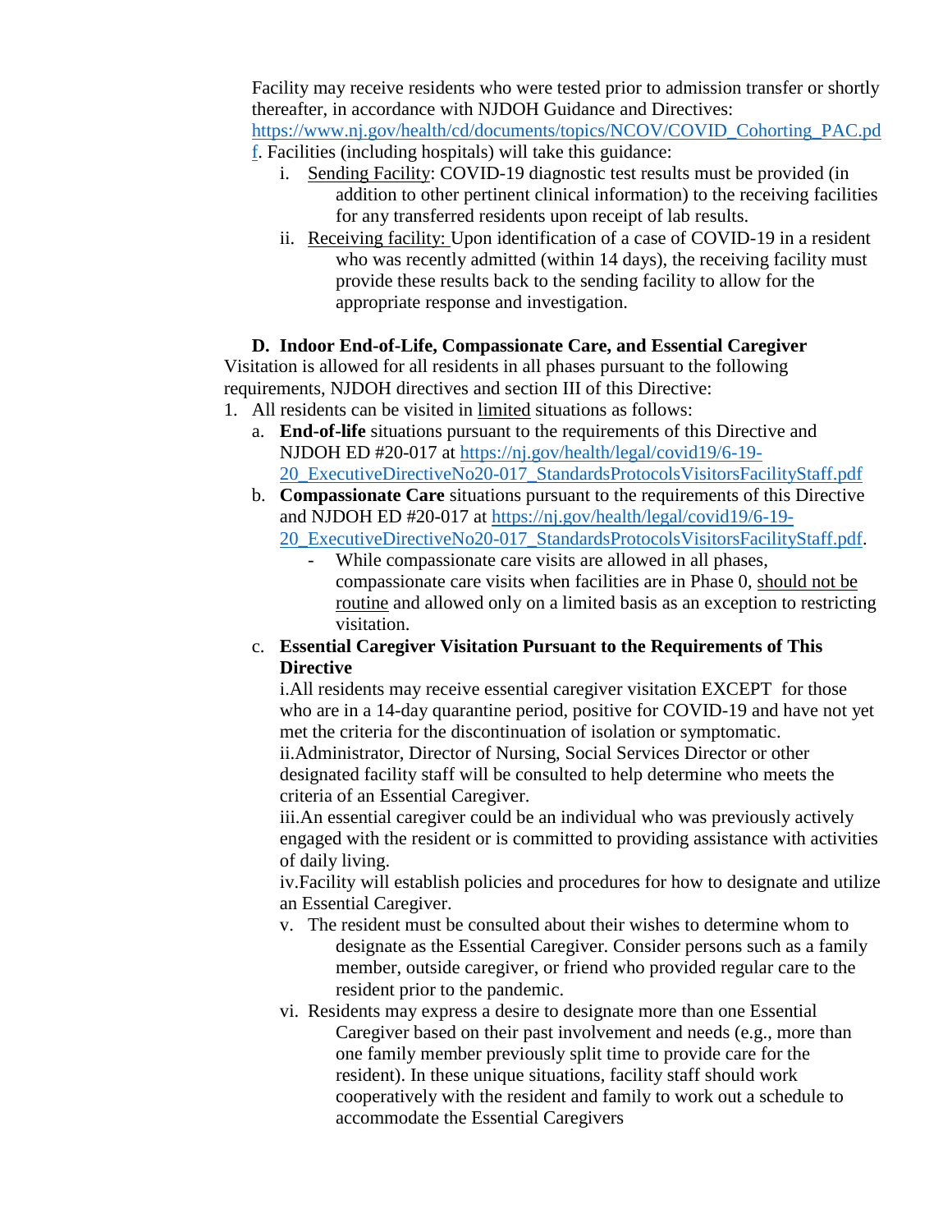Facility may receive residents who were tested prior to admission transfer or shortly thereafter, in accordance with NJDOH Guidance and Directives: https://www.nj.gov/health/cd/documents/topics/NCOV/COVID_Cohorting_PAC.pdf. Facilities (including hospitals) will take this guidance:

i. Sending Facility: COVID-19 diagnostic test results must be provided (in addition to other pertinent clinical information) to the receiving facilities for any transferred residents upon receipt of lab results.

ii. Receiving facility: Upon identification of a case of COVID-19 in a resident who was recently admitted (within 14 days), the receiving facility must provide these results back to the sending facility to allow for the appropriate response and investigation.

**D. Indoor End-of-Life, Compassionate Care, and Essential Caregiver**

Visitation is allowed for all residents in all phases pursuant to the following requirements, NJDOH directives and section III of this Directive:

1. All residents can be visited in limited situations as follows:
   a. **End-of-life** situations pursuant to the requirements of this Directive and NJDOH ED #20-017 at https://nj.gov/health/legal/covid19/6-19-20_ExecutiveDirectiveNo20-017_StandardsProtocolsVisitorsFacilityStaff.pdf
   b. **Compassionate Care** situations pursuant to the requirements of this Directive and NJDOH ED #20-017 at https://nj.gov/health/legal/covid19/6-19-20_ExecutiveDirectiveNo20-017_StandardsProtocolsVisitorsFacilityStaff.pdf.
      - While compassionate care visits are allowed in all phases, compassionate care visits when facilities are in Phase 0, should not be routine and allowed only on a limited basis as an exception to restricting visitation.
   c. **Essential Caregiver Visitation Pursuant to the Requirements of This Directive**

      i. All residents may receive essential caregiver visitation EXCEPT for those who are in a 14-day quarantine period, positive for COVID-19 and have not yet met the criteria for the discontinuation of isolation or symptomatic.

      ii. Administrator, Director of Nursing, Social Services Director or other designated facility staff will be consulted to help determine who meets the criteria of an Essential Caregiver.

      iii. An essential caregiver could be an individual who was previously actively engaged with the resident or is committed to providing assistance with activities of daily living.

      iv. Facility will establish policies and procedures for how to designate and utilize an Essential Caregiver.

      v. The resident must be consulted about their wishes to determine whom to designate as the Essential Caregiver. Consider persons such as a family member, outside caregiver, or friend who provided regular care to the resident prior to the pandemic.

      vi. Residents may express a desire to designate more than one Essential Caregiver based on their past involvement and needs (e.g., more than one family member previously split time to provide care for the resident). In these unique situations, facility staff should work cooperatively with the resident and family to work out a schedule to accommodate the Essential Caregivers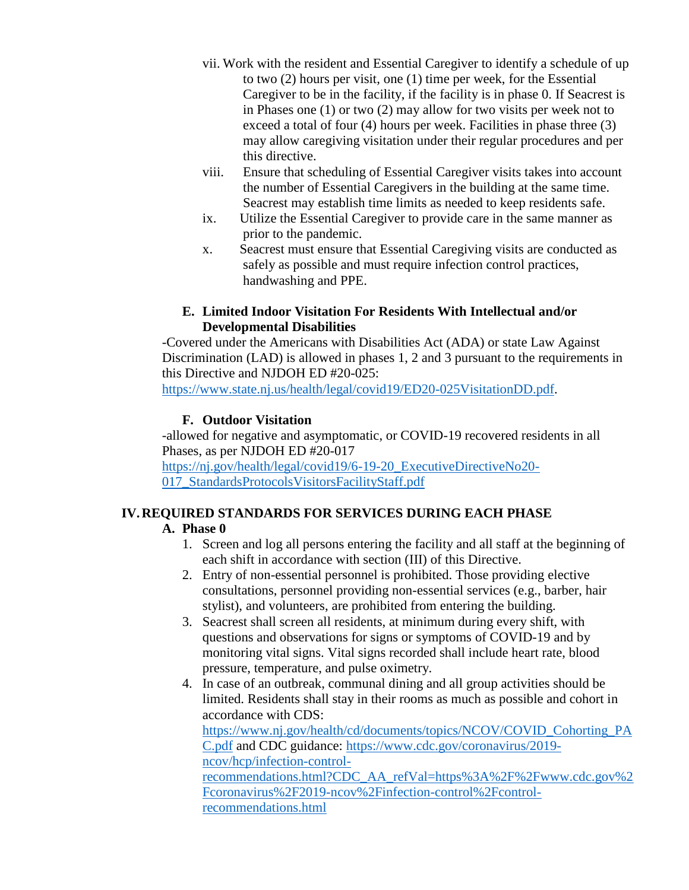vii. Work with the resident and Essential Caregiver to identify a schedule of up to two (2) hours per visit, one (1) time per week, for the Essential Caregiver to be in the facility, if the facility is in phase 0. If Seacrest is in Phases one (1) or two (2) may allow for two visits per week not to exceed a total of four (4) hours per week. Facilities in phase three (3) may allow caregiving visitation under their regular procedures and per this directive.

viii. Ensure that scheduling of Essential Caregiver visits takes into account the number of Essential Caregivers in the building at the same time. Seacrest may establish time limits as needed to keep residents safe.

ix. Utilize the Essential Caregiver to provide care in the same manner as prior to the pandemic.

x. Seacrest must ensure that Essential Caregiving visits are conducted as safely as possible and must require infection control practices, handwashing and PPE.

**E. Limited Indoor Visitation For Residents With Intellectual and/or Developmental Disabilities**

-Covered under the Americans with Disabilities Act (ADA) or state Law Against Discrimination (LAD) is allowed in phases 1, 2 and 3 pursuant to the requirements in this Directive and NJDOH ED #20-025: https://www.state.nj.us/health/legal/covid19/ED20-025VisitationDD.pdf.

**F. Outdoor Visitation**

-allowed for negative and asymptomatic, or COVID-19 recovered residents in all Phases, as per NJDOH ED #20-017 https://nj.gov/health/legal/covid19/6-19-20_ExecutiveDirectiveNo20-017_StandardsProtocolsVisitorsFacilityStaff.pdf

## IV. REQUIRED STANDARDS FOR SERVICES DURING EACH PHASE

### A. Phase 0

1. Screen and log all persons entering the facility and all staff at the beginning of each shift in accordance with section (III) of this Directive.
2. Entry of non-essential personnel is prohibited. Those providing elective consultations, personnel providing non-essential services (e.g., barber, hair stylist), and volunteers, are prohibited from entering the building.
3. Seacrest shall screen all residents, at minimum during every shift, with questions and observations for signs or symptoms of COVID-19 and by monitoring vital signs. Vital signs recorded shall include heart rate, blood pressure, temperature, and pulse oximetry.
4. In case of an outbreak, communal dining and all group activities should be limited. Residents shall stay in their rooms as much as possible and cohort in accordance with CDS: https://www.nj.gov/health/cd/documents/topics/NCOV/COVID_Cohorting_PAC.pdf and CDC guidance: https://www.cdc.gov/coronavirus/2019-ncov/hcp/infection-control-recommendations.html?CDC_AA_refVal=https%3A%2F%2Fwww.cdc.gov%2Fcoronavirus%2F2019-ncov%2Finfection-control%2Fcontrol-recommendations.html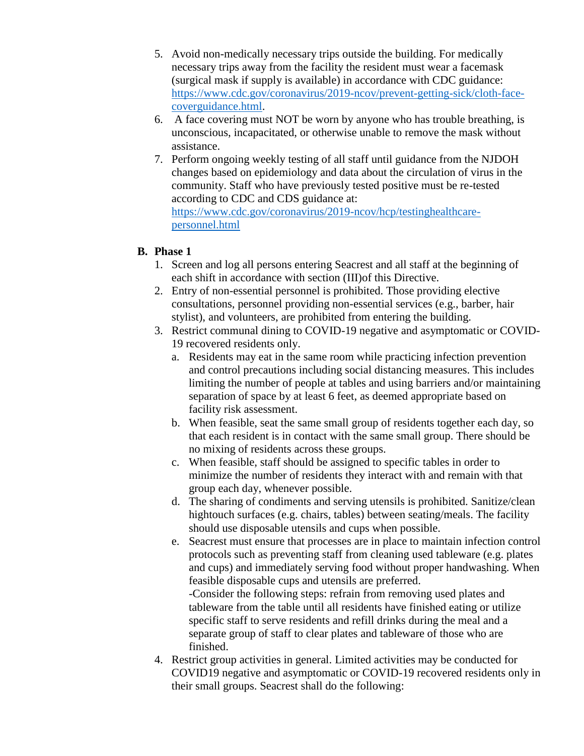5. Avoid non-medically necessary trips outside the building. For medically necessary trips away from the facility the resident must wear a facemask (surgical mask if supply is available) in accordance with CDC guidance: https://www.cdc.gov/coronavirus/2019-ncov/prevent-getting-sick/cloth-face-coverguidance.html.
6. A face covering must NOT be worn by anyone who has trouble breathing, is unconscious, incapacitated, or otherwise unable to remove the mask without assistance.
7. Perform ongoing weekly testing of all staff until guidance from the NJDOH changes based on epidemiology and data about the circulation of virus in the community. Staff who have previously tested positive must be re-tested according to CDC and CDS guidance at: https://www.cdc.gov/coronavirus/2019-ncov/hcp/testinghealthcare-personnel.html

**B. Phase 1**

1. Screen and log all persons entering Seacrest and all staff at the beginning of each shift in accordance with section (III)of this Directive.
2. Entry of non-essential personnel is prohibited. Those providing elective consultations, personnel providing non-essential services (e.g., barber, hair stylist), and volunteers, are prohibited from entering the building.
3. Restrict communal dining to COVID-19 negative and asymptomatic or COVID-19 recovered residents only.
   a. Residents may eat in the same room while practicing infection prevention and control precautions including social distancing measures. This includes limiting the number of people at tables and using barriers and/or maintaining separation of space by at least 6 feet, as deemed appropriate based on facility risk assessment.
   b. When feasible, seat the same small group of residents together each day, so that each resident is in contact with the same small group. There should be no mixing of residents across these groups.
   c. When feasible, staff should be assigned to specific tables in order to minimize the number of residents they interact with and remain with that group each day, whenever possible.
   d. The sharing of condiments and serving utensils is prohibited. Sanitize/clean hightouch surfaces (e.g. chairs, tables) between seating/meals. The facility should use disposable utensils and cups when possible.
   e. Seacrest must ensure that processes are in place to maintain infection control protocols such as preventing staff from cleaning used tableware (e.g. plates and cups) and immediately serving food without proper handwashing. When feasible disposable cups and utensils are preferred.
      -Consider the following steps: refrain from removing used plates and tableware from the table until all residents have finished eating or utilize specific staff to serve residents and refill drinks during the meal and a separate group of staff to clear plates and tableware of those who are finished.
4. Restrict group activities in general. Limited activities may be conducted for COVID19 negative and asymptomatic or COVID-19 recovered residents only in their small groups. Seacrest shall do the following: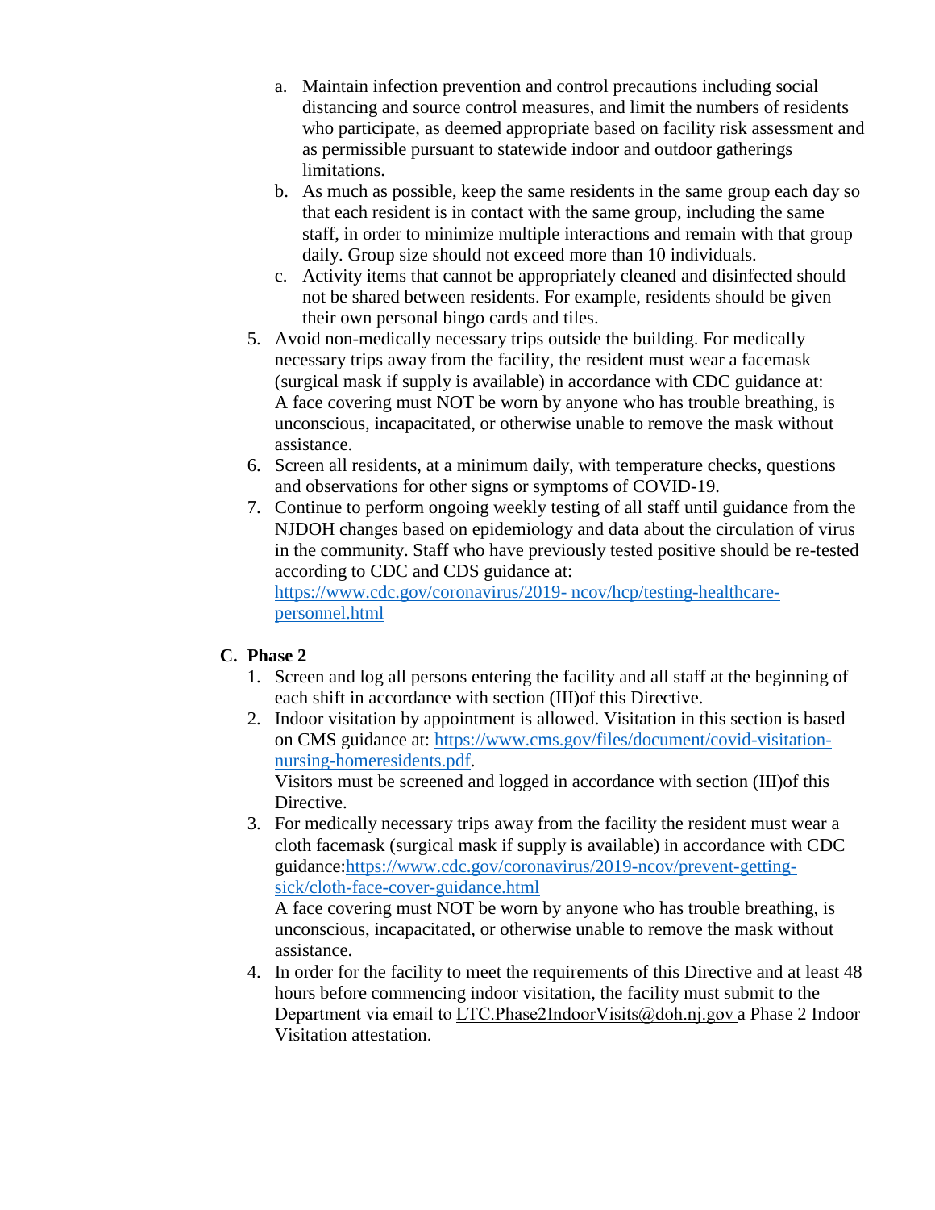a. Maintain infection prevention and control precautions including social distancing and source control measures, and limit the numbers of residents who participate, as deemed appropriate based on facility risk assessment and as permissible pursuant to statewide indoor and outdoor gatherings limitations.
   b. As much as possible, keep the same residents in the same group each day so that each resident is in contact with the same group, including the same staff, in order to minimize multiple interactions and remain with that group daily. Group size should not exceed more than 10 individuals.
   c. Activity items that cannot be appropriately cleaned and disinfected should not be shared between residents. For example, residents should be given their own personal bingo cards and tiles.
5. Avoid non-medically necessary trips outside the building. For medically necessary trips away from the facility, the resident must wear a facemask (surgical mask if supply is available) in accordance with CDC guidance at: A face covering must NOT be worn by anyone who has trouble breathing, is unconscious, incapacitated, or otherwise unable to remove the mask without assistance.
6. Screen all residents, at a minimum daily, with temperature checks, questions and observations for other signs or symptoms of COVID-19.
7. Continue to perform ongoing weekly testing of all staff until guidance from the NJDOH changes based on epidemiology and data about the circulation of virus in the community. Staff who have previously tested positive should be re-tested according to CDC and CDS guidance at: https://www.cdc.gov/coronavirus/2019- ncov/hcp/testing-healthcare-personnel.html

### C. Phase 2

1. Screen and log all persons entering the facility and all staff at the beginning of each shift in accordance with section (III)of this Directive.
2. Indoor visitation by appointment is allowed. Visitation in this section is based on CMS guidance at: https://www.cms.gov/files/document/covid-visitation-nursing-homeresidents.pdf.
   Visitors must be screened and logged in accordance with section (III)of this Directive.
3. For medically necessary trips away from the facility the resident must wear a cloth facemask (surgical mask if supply is available) in accordance with CDC guidance:https://www.cdc.gov/coronavirus/2019-ncov/prevent-getting-sick/cloth-face-cover-guidance.html
   A face covering must NOT be worn by anyone who has trouble breathing, is unconscious, incapacitated, or otherwise unable to remove the mask without assistance.
4. In order for the facility to meet the requirements of this Directive and at least 48 hours before commencing indoor visitation, the facility must submit to the Department via email to LTC.Phase2IndoorVisits@doh.nj.gov a Phase 2 Indoor Visitation attestation.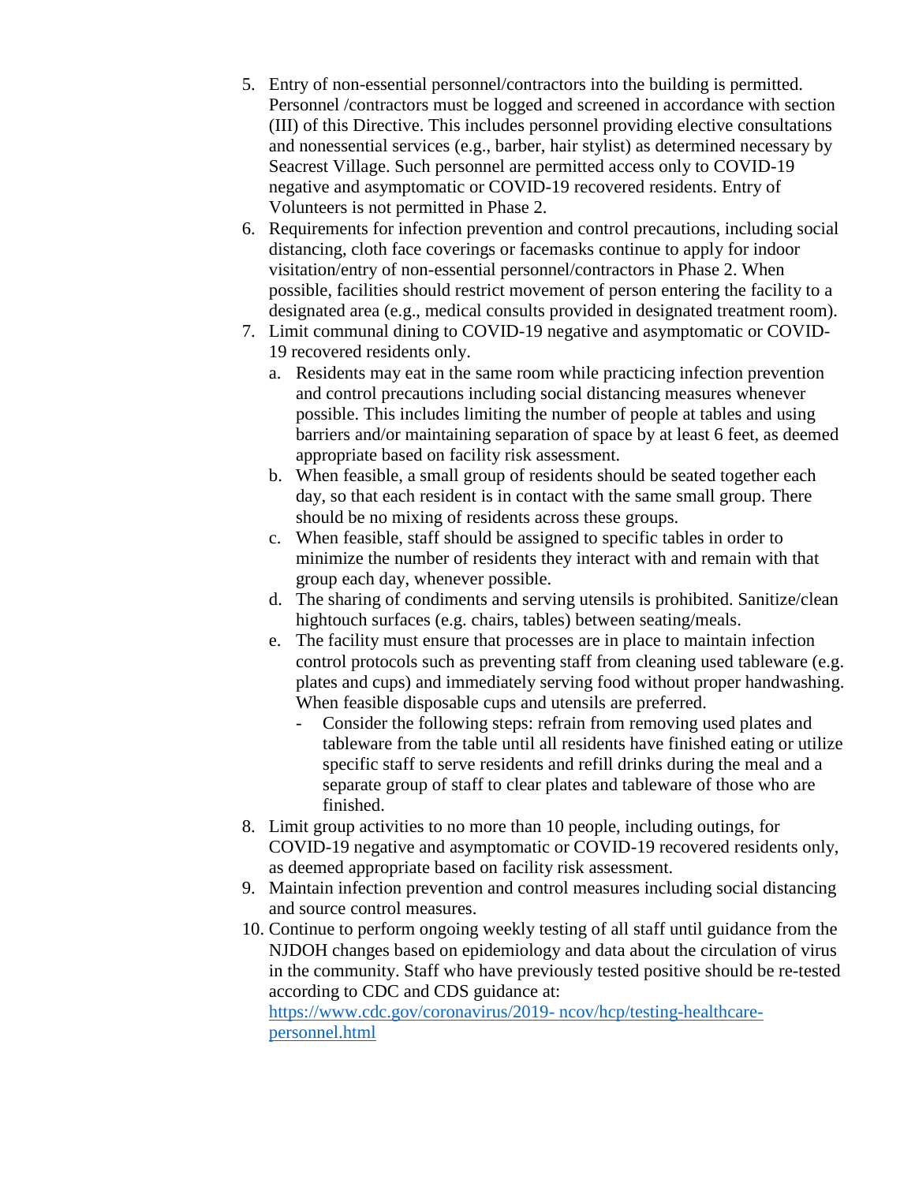5. Entry of non-essential personnel/contractors into the building is permitted. Personnel /contractors must be logged and screened in accordance with section (III) of this Directive. This includes personnel providing elective consultations and nonessential services (e.g., barber, hair stylist) as determined necessary by Seacrest Village. Such personnel are permitted access only to COVID-19 negative and asymptomatic or COVID-19 recovered residents. Entry of Volunteers is not permitted in Phase 2.
6. Requirements for infection prevention and control precautions, including social distancing, cloth face coverings or facemasks continue to apply for indoor visitation/entry of non-essential personnel/contractors in Phase 2. When possible, facilities should restrict movement of person entering the facility to a designated area (e.g., medical consults provided in designated treatment room).
7. Limit communal dining to COVID-19 negative and asymptomatic or COVID-19 recovered residents only.
   a. Residents may eat in the same room while practicing infection prevention and control precautions including social distancing measures whenever possible. This includes limiting the number of people at tables and using barriers and/or maintaining separation of space by at least 6 feet, as deemed appropriate based on facility risk assessment.
   b. When feasible, a small group of residents should be seated together each day, so that each resident is in contact with the same small group. There should be no mixing of residents across these groups.
   c. When feasible, staff should be assigned to specific tables in order to minimize the number of residents they interact with and remain with that group each day, whenever possible.
   d. The sharing of condiments and serving utensils is prohibited. Sanitize/clean hightouch surfaces (e.g. chairs, tables) between seating/meals.
   e. The facility must ensure that processes are in place to maintain infection control protocols such as preventing staff from cleaning used tableware (e.g. plates and cups) and immediately serving food without proper handwashing. When feasible disposable cups and utensils are preferred.
      - Consider the following steps: refrain from removing used plates and tableware from the table until all residents have finished eating or utilize specific staff to serve residents and refill drinks during the meal and a separate group of staff to clear plates and tableware of those who are finished.
8. Limit group activities to no more than 10 people, including outings, for COVID-19 negative and asymptomatic or COVID-19 recovered residents only, as deemed appropriate based on facility risk assessment.
9. Maintain infection prevention and control measures including social distancing and source control measures.
10. Continue to perform ongoing weekly testing of all staff until guidance from the NJDOH changes based on epidemiology and data about the circulation of virus in the community. Staff who have previously tested positive should be re-tested according to CDC and CDS guidance at: [https://www.cdc.gov/coronavirus/2019- ncov/hcp/testing-healthcare-personnel.html](https://www.cdc.gov/coronavirus/2019-ncov/hcp/testing-healthcare-personnel.html)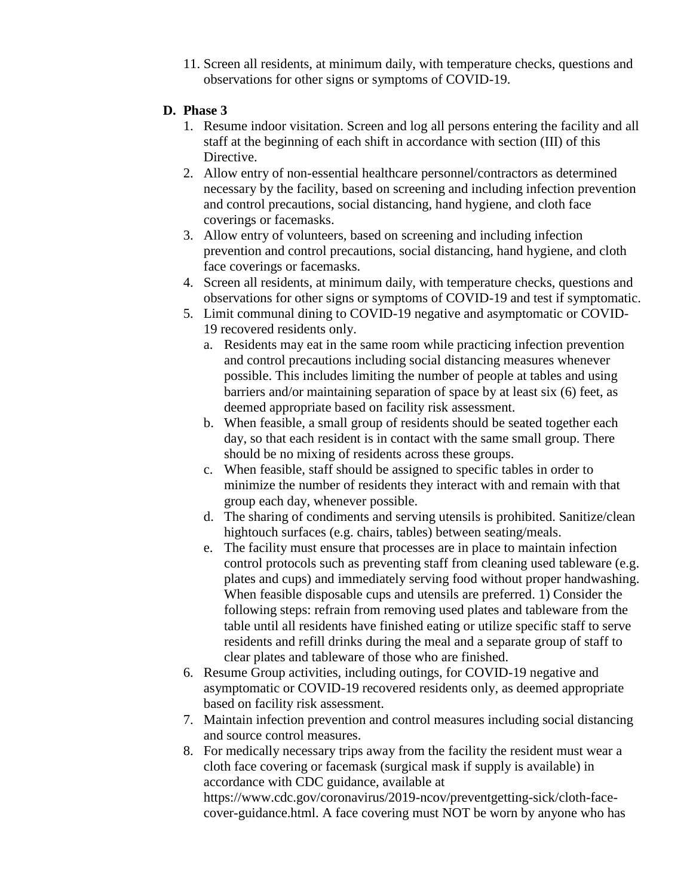11. Screen all residents, at minimum daily, with temperature checks, questions and observations for other signs or symptoms of COVID-19.

**D. Phase 3**

1. Resume indoor visitation. Screen and log all persons entering the facility and all staff at the beginning of each shift in accordance with section (III) of this Directive.
2. Allow entry of non-essential healthcare personnel/contractors as determined necessary by the facility, based on screening and including infection prevention and control precautions, social distancing, hand hygiene, and cloth face coverings or facemasks.
3. Allow entry of volunteers, based on screening and including infection prevention and control precautions, social distancing, hand hygiene, and cloth face coverings or facemasks.
4. Screen all residents, at minimum daily, with temperature checks, questions and observations for other signs or symptoms of COVID-19 and test if symptomatic.
5. Limit communal dining to COVID-19 negative and asymptomatic or COVID-19 recovered residents only.
   a. Residents may eat in the same room while practicing infection prevention and control precautions including social distancing measures whenever possible. This includes limiting the number of people at tables and using barriers and/or maintaining separation of space by at least six (6) feet, as deemed appropriate based on facility risk assessment.
   b. When feasible, a small group of residents should be seated together each day, so that each resident is in contact with the same small group. There should be no mixing of residents across these groups.
   c. When feasible, staff should be assigned to specific tables in order to minimize the number of residents they interact with and remain with that group each day, whenever possible.
   d. The sharing of condiments and serving utensils is prohibited. Sanitize/clean hightouch surfaces (e.g. chairs, tables) between seating/meals.
   e. The facility must ensure that processes are in place to maintain infection control protocols such as preventing staff from cleaning used tableware (e.g. plates and cups) and immediately serving food without proper handwashing. When feasible disposable cups and utensils are preferred. 1) Consider the following steps: refrain from removing used plates and tableware from the table until all residents have finished eating or utilize specific staff to serve residents and refill drinks during the meal and a separate group of staff to clear plates and tableware of those who are finished.
6. Resume Group activities, including outings, for COVID-19 negative and asymptomatic or COVID-19 recovered residents only, as deemed appropriate based on facility risk assessment.
7. Maintain infection prevention and control measures including social distancing and source control measures.
8. For medically necessary trips away from the facility the resident must wear a cloth face covering or facemask (surgical mask if supply is available) in accordance with CDC guidance, available at https://www.cdc.gov/coronavirus/2019-ncov/preventgetting-sick/cloth-face-cover-guidance.html. A face covering must NOT be worn by anyone who has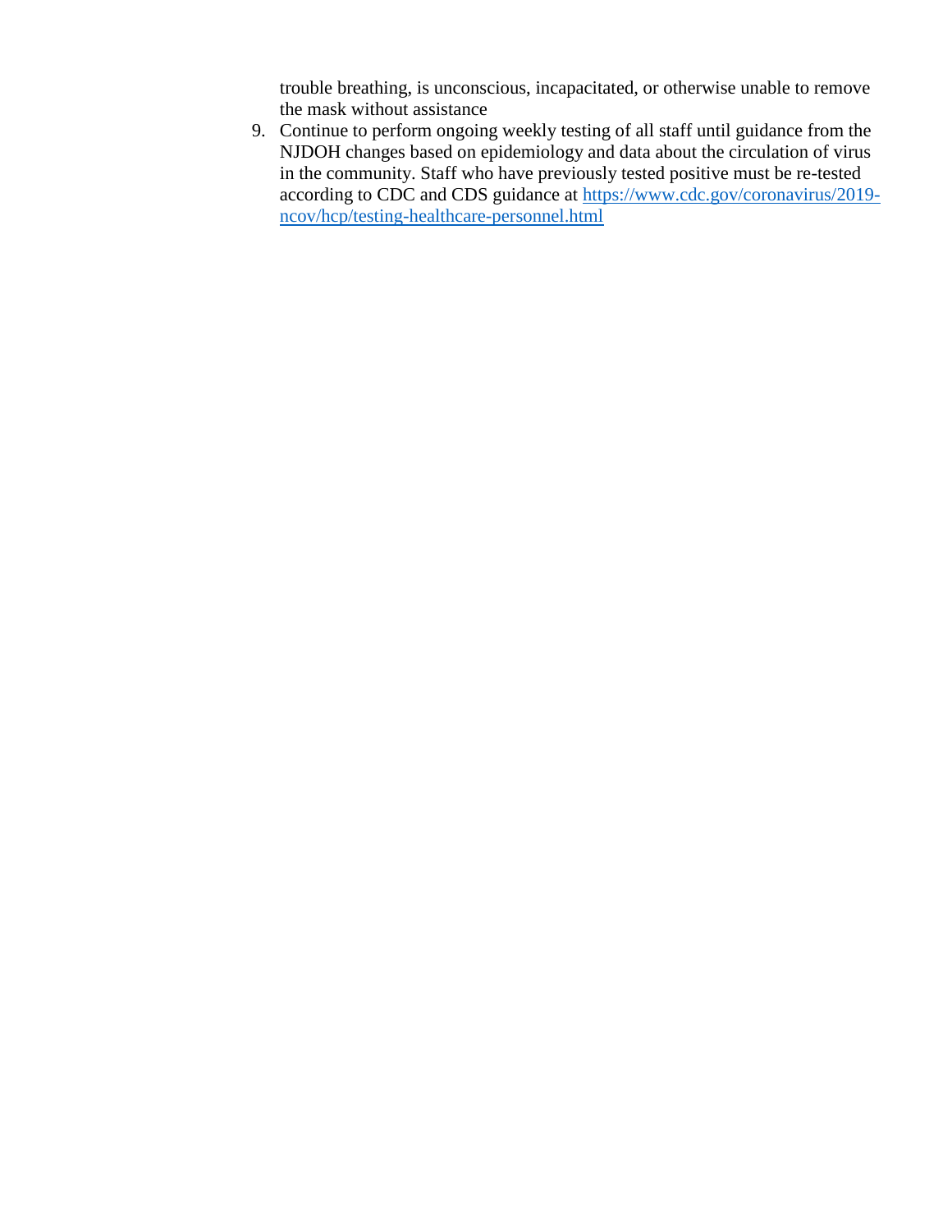trouble breathing, is unconscious, incapacitated, or otherwise unable to remove the mask without assistance

9. Continue to perform ongoing weekly testing of all staff until guidance from the NJDOH changes based on epidemiology and data about the circulation of virus in the community. Staff who have previously tested positive must be re-tested according to CDC and CDS guidance at [https://www.cdc.gov/coronavirus/2019-ncov/hcp/testing-healthcare-personnel.html](https://www.cdc.gov/coronavirus/2019-ncov/hcp/testing-healthcare-personnel.html)